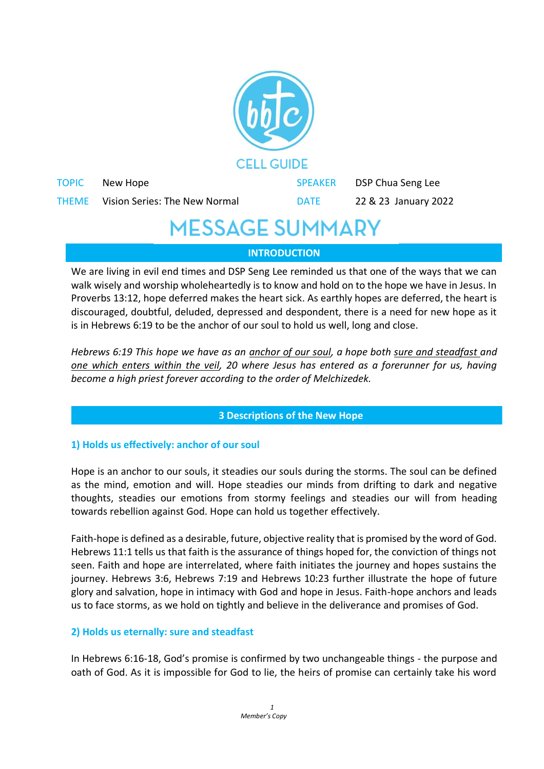CELL GUIDE

| TOPIC | New Hope | SPEAKER | DSP Chua Seng Lee |
| --- | --- | --- | --- |
| THEME | Vision Series: The New Normal | DATE | 22 & 23 January 2022 |

# MESSAGE SUMMARY

## INTRODUCTION

We are living in evil end times and DSP Seng Lee reminded us that one of the ways that we can walk wisely and worship wholeheartedly is to know and hold on to the hope we have in Jesus. In Proverbs 13:12, hope deferred makes the heart sick. As earthly hopes are deferred, the heart is discouraged, doubtful, deluded, depressed and despondent, there is a need for new hope as it is in Hebrews 6:19 to be the anchor of our soul to hold us well, long and close.

*Hebrews 6:19 This hope we have as an <u>anchor of our soul</u>, a hope both <u>sure and steadfast</u> and <u>one which enters within the veil</u>, 20 where Jesus has entered as a forerunner for us, having become a high priest forever according to the order of Melchizedek.*

## 3 Descriptions of the New Hope

### 1) Holds us effectively: anchor of our soul

Hope is an anchor to our souls, it steadies our souls during the storms. The soul can be defined as the mind, emotion and will. Hope steadies our minds from drifting to dark and negative thoughts, steadies our emotions from stormy feelings and steadies our will from heading towards rebellion against God. Hope can hold us together effectively.

Faith-hope is defined as a desirable, future, objective reality that is promised by the word of God. Hebrews 11:1 tells us that faith is the assurance of things hoped for, the conviction of things not seen. Faith and hope are interrelated, where faith initiates the journey and hopes sustains the journey. Hebrews 3:6, Hebrews 7:19 and Hebrews 10:23 further illustrate the hope of future glory and salvation, hope in intimacy with God and hope in Jesus. Faith-hope anchors and leads us to face storms, as we hold on tightly and believe in the deliverance and promises of God.

### 2) Holds us eternally: sure and steadfast

In Hebrews 6:16-18, God's promise is confirmed by two unchangeable things - the purpose and oath of God. As it is impossible for God to lie, the heirs of promise can certainly take his word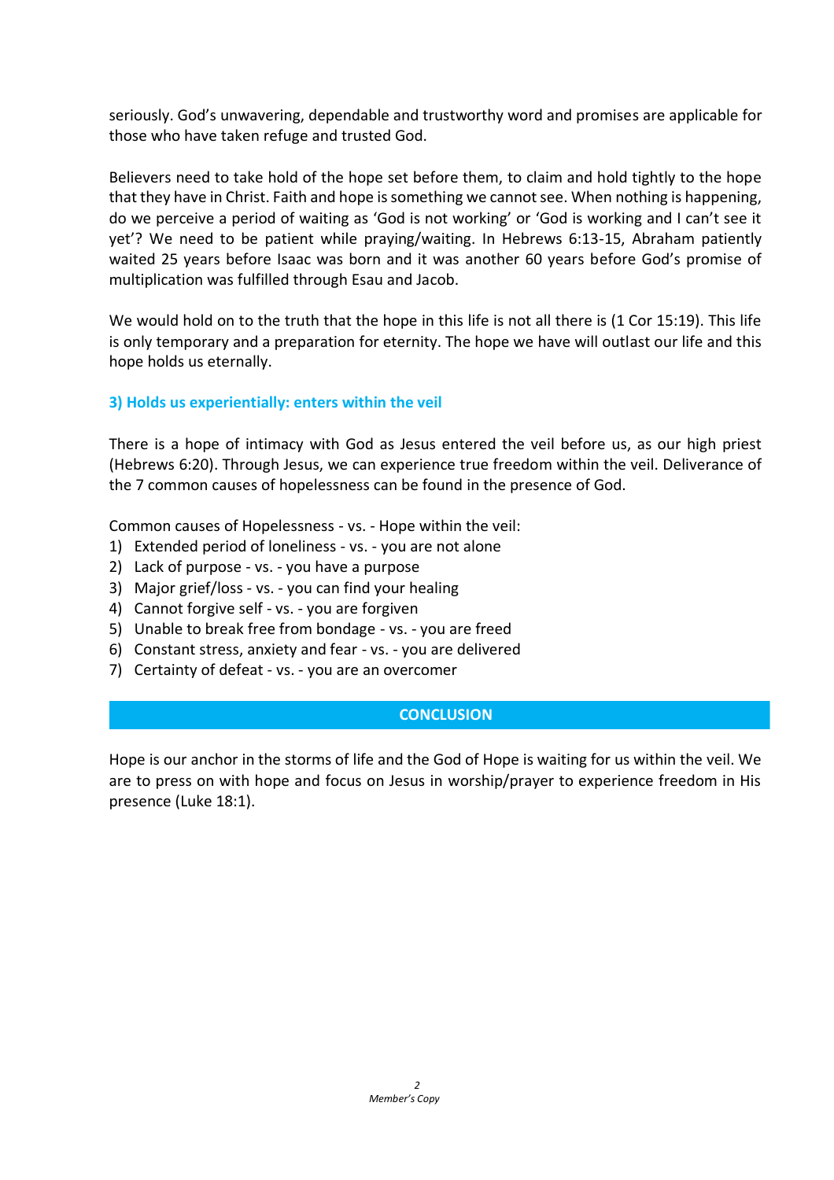seriously. God's unwavering, dependable and trustworthy word and promises are applicable for those who have taken refuge and trusted God.

Believers need to take hold of the hope set before them, to claim and hold tightly to the hope that they have in Christ. Faith and hope is something we cannot see. When nothing is happening, do we perceive a period of waiting as 'God is not working' or 'God is working and I can't see it yet'? We need to be patient while praying/waiting. In Hebrews 6:13-15, Abraham patiently waited 25 years before Isaac was born and it was another 60 years before God's promise of multiplication was fulfilled through Esau and Jacob.

We would hold on to the truth that the hope in this life is not all there is (1 Cor 15:19). This life is only temporary and a preparation for eternity. The hope we have will outlast our life and this hope holds us eternally.

### 3) Holds us experientially: enters within the veil

There is a hope of intimacy with God as Jesus entered the veil before us, as our high priest (Hebrews 6:20). Through Jesus, we can experience true freedom within the veil. Deliverance of the 7 common causes of hopelessness can be found in the presence of God.

Common causes of Hopelessness - vs. - Hope within the veil:

1) Extended period of loneliness - vs. - you are not alone
2) Lack of purpose - vs. - you have a purpose
3) Major grief/loss - vs. - you can find your healing
4) Cannot forgive self - vs. - you are forgiven
5) Unable to break free from bondage - vs. - you are freed
6) Constant stress, anxiety and fear - vs. - you are delivered
7) Certainty of defeat - vs. - you are an overcomer

## CONCLUSION

Hope is our anchor in the storms of life and the God of Hope is waiting for us within the veil. We are to press on with hope and focus on Jesus in worship/prayer to experience freedom in His presence (Luke 18:1).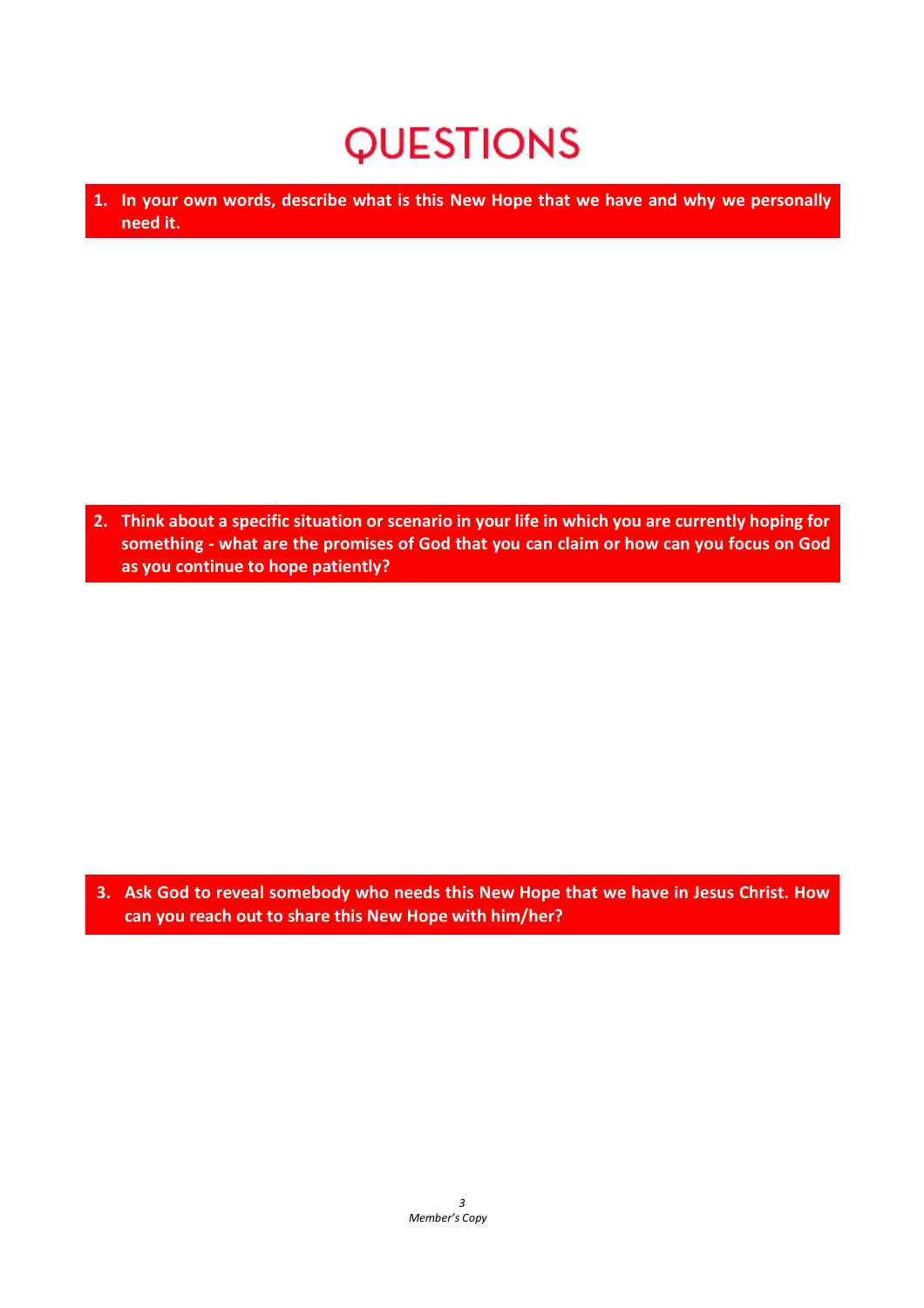# QUESTIONS

**1. In your own words, describe what is this New Hope that we have and why we personally need it.**

**2. Think about a specific situation or scenario in your life in which you are currently hoping for something - what are the promises of God that you can claim or how can you focus on God as you continue to hope patiently?**

**3. Ask God to reveal somebody who needs this New Hope that we have in Jesus Christ. How can you reach out to share this New Hope with him/her?**